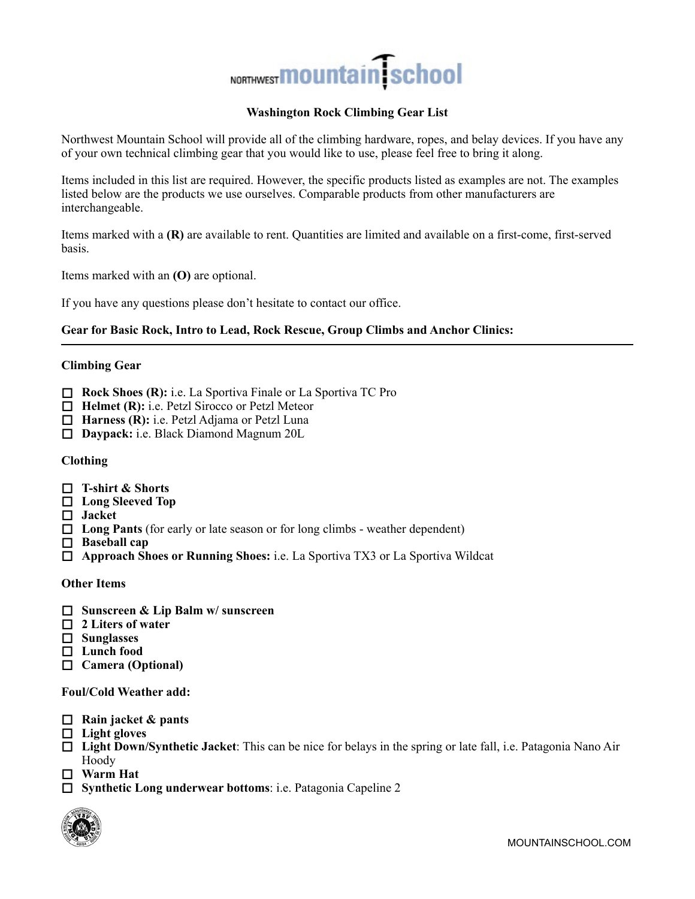NORTHWEST mountain school

# Washington Rock Climbing Gear List

Northwest Mountain School will provide all of the climbing hardware, ropes, and belay devices. If you have any of your own technical climbing gear that you would like to use, please feel free to bring it along.

Items included in this list are required. However, the specific products listed as examples are not. The examples listed below are the products we use ourselves. Comparable products from other manufacturers are interchangeable.

Items marked with a **(R)** are available to rent. Quantities are limited and available on a first-come, first-served basis.

Items marked with an **(O)** are optional.

If you have any questions please don't hesitate to contact our office.

## Gear for Basic Rock, Intro to Lead, Rock Rescue, Group Climbs and Anchor Clinics:

---

### Climbing Gear

- ☐ **Rock Shoes (R):** i.e. La Sportiva Finale or La Sportiva TC Pro
- ☐ **Helmet (R):** i.e. Petzl Sirocco or Petzl Meteor
- ☐ **Harness (R):** i.e. Petzl Adjama or Petzl Luna
- ☐ **Daypack:** i.e. Black Diamond Magnum 20L

### Clothing

- ☐ **T-shirt & Shorts**
- ☐ **Long Sleeved Top**
- ☐ **Jacket**
- ☐ **Long Pants** (for early or late season or for long climbs - weather dependent)
- ☐ **Baseball cap**
- ☐ **Approach Shoes or Running Shoes:** i.e. La Sportiva TX3 or La Sportiva Wildcat

### Other Items

- ☐ **Sunscreen & Lip Balm w/ sunscreen**
- ☐ **2 Liters of water**
- ☐ **Sunglasses**
- ☐ **Lunch food**
- ☐ **Camera (Optional)**

### Foul/Cold Weather add:

- ☐ **Rain jacket & pants**
- ☐ **Light gloves**
- ☐ **Light Down/Synthetic Jacket**: This can be nice for belays in the spring or late fall, i.e. Patagonia Nano Air Hoody
- ☐ **Warm Hat**
- ☐ **Synthetic Long underwear bottoms**: i.e. Patagonia Capeline 2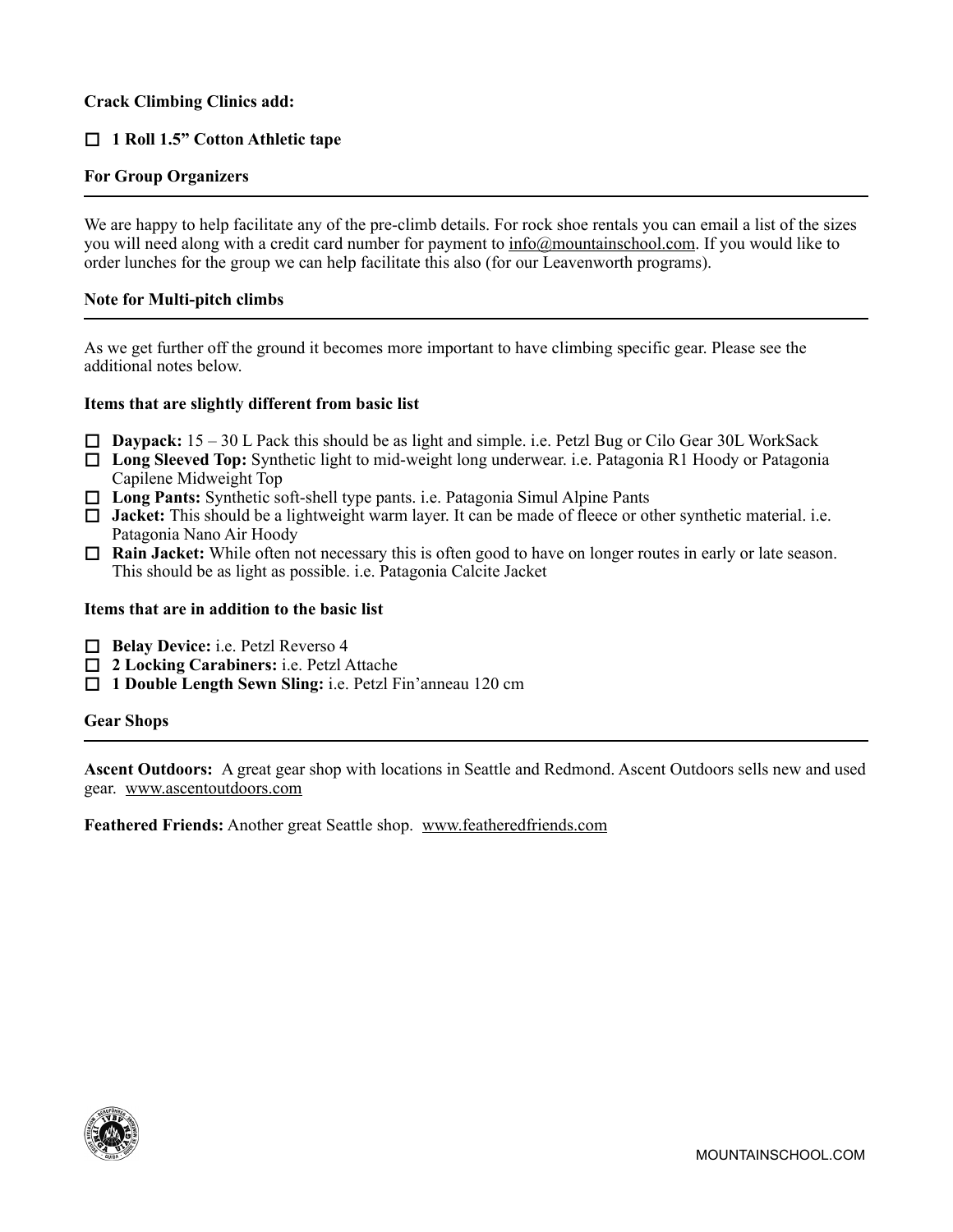**Crack Climbing Clinics add:**

- ☐ **1 Roll 1.5" Cotton Athletic tape**

### For Group Organizers

We are happy to help facilitate any of the pre-climb details. For rock shoe rentals you can email a list of the sizes you will need along with a credit card number for payment to info@mountainschool.com. If you would like to order lunches for the group we can help facilitate this also (for our Leavenworth programs).

### Note for Multi-pitch climbs

As we get further off the ground it becomes more important to have climbing specific gear. Please see the additional notes below.

**Items that are slightly different from basic list**

- ☐ **Daypack:** 15 – 30 L Pack this should be as light and simple. i.e. Petzl Bug or Cilo Gear 30L WorkSack
- ☐ **Long Sleeved Top:** Synthetic light to mid-weight long underwear. i.e. Patagonia R1 Hoody or Patagonia Capilene Midweight Top
- ☐ **Long Pants:** Synthetic soft-shell type pants. i.e. Patagonia Simul Alpine Pants
- ☐ **Jacket:** This should be a lightweight warm layer. It can be made of fleece or other synthetic material. i.e. Patagonia Nano Air Hoody
- ☐ **Rain Jacket:** While often not necessary this is often good to have on longer routes in early or late season. This should be as light as possible. i.e. Patagonia Calcite Jacket

**Items that are in addition to the basic list**

- ☐ **Belay Device:** i.e. Petzl Reverso 4
- ☐ **2 Locking Carabiners:** i.e. Petzl Attache
- ☐ **1 Double Length Sewn Sling:** i.e. Petzl Fin'anneau 120 cm

### Gear Shops

**Ascent Outdoors:** A great gear shop with locations in Seattle and Redmond. Ascent Outdoors sells new and used gear. www.ascentoutdoors.com

**Feathered Friends:** Another great Seattle shop. www.featheredfriends.com